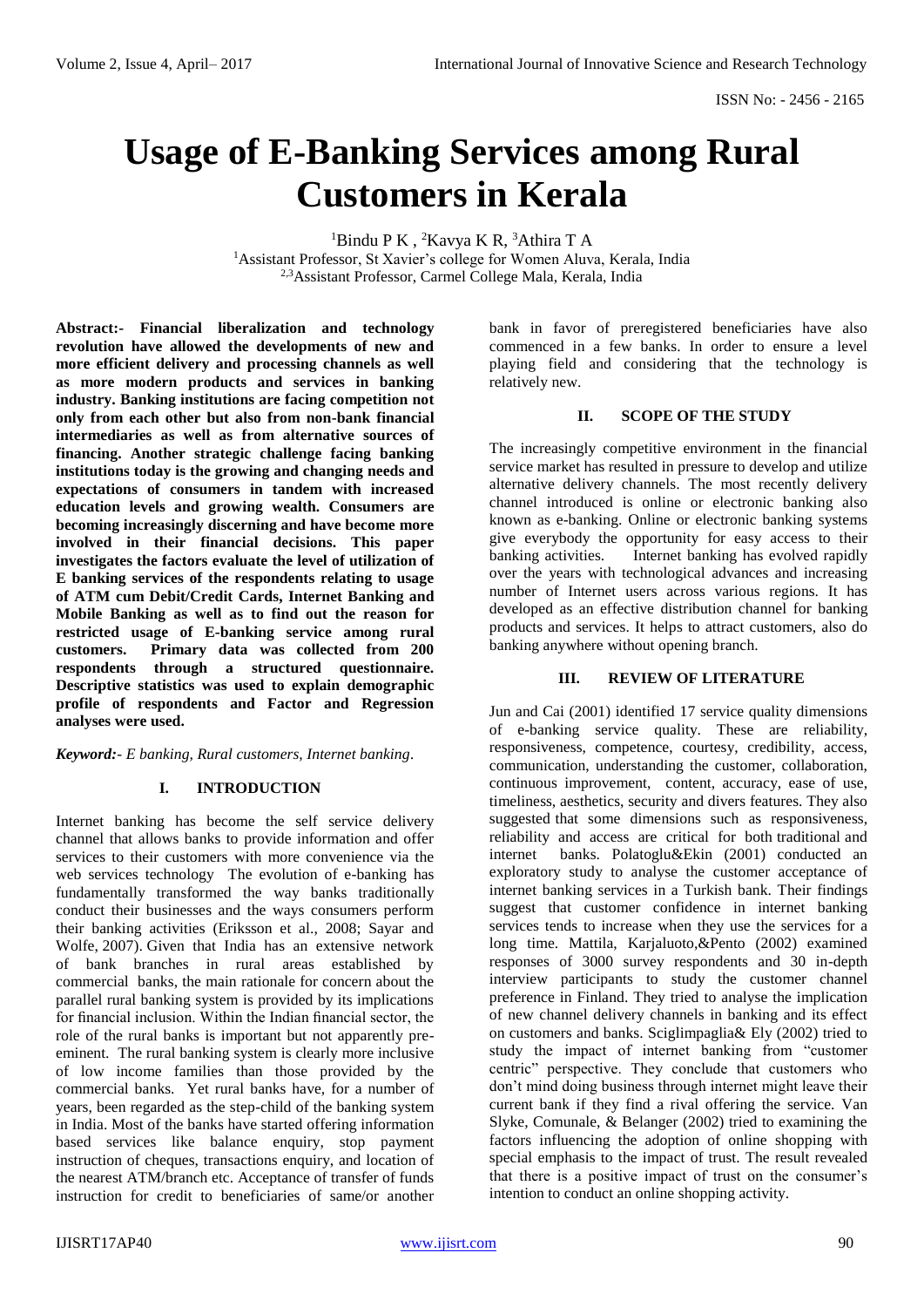# Usage of E-Banking Services among Rural Customers in Kerala

[1]Bindu P K , [2]Kavya K R, [3]Athira T A

[1]Assistant Professor, St Xavier's college for Women Aluva, Kerala, India

[2,3]Assistant Professor, Carmel College Mala, Kerala, India

**Abstract:- Financial liberalization and technology revolution have allowed the developments of new and more efficient delivery and processing channels as well as more modern products and services in banking industry. Banking institutions are facing competition not only from each other but also from non-bank financial intermediaries as well as from alternative sources of financing. Another strategic challenge facing banking institutions today is the growing and changing needs and expectations of consumers in tandem with increased education levels and growing wealth. Consumers are becoming increasingly discerning and have become more involved in their financial decisions. This paper investigates the factors evaluate the level of utilization of E banking services of the respondents relating to usage of ATM cum Debit/Credit Cards, Internet Banking and Mobile Banking as well as to find out the reason for restricted usage of E-banking service among rural customers. Primary data was collected from 200 respondents through a structured questionnaire. Descriptive statistics was used to explain demographic profile of respondents and Factor and Regression analyses were used.**

***Keyword:-** E banking, Rural customers, Internet banking.*

## I. INTRODUCTION

Internet banking has become the self service delivery channel that allows banks to provide information and offer services to their customers with more convenience via the web services technology The evolution of e-banking has fundamentally transformed the way banks traditionally conduct their businesses and the ways consumers perform their banking activities (Eriksson et al., 2008; Sayar and Wolfe, 2007). Given that India has an extensive network of bank branches in rural areas established by commercial banks, the main rationale for concern about the parallel rural banking system is provided by its implications for financial inclusion. Within the Indian financial sector, the role of the rural banks is important but not apparently pre-eminent. The rural banking system is clearly more inclusive of low income families than those provided by the commercial banks. Yet rural banks have, for a number of years, been regarded as the step-child of the banking system in India. Most of the banks have started offering information based services like balance enquiry, stop payment instruction of cheques, transactions enquiry, and location of the nearest ATM/branch etc. Acceptance of transfer of funds instruction for credit to beneficiaries of same/or another bank in favor of preregistered beneficiaries have also commenced in a few banks. In order to ensure a level playing field and considering that the technology is relatively new.

## II. SCOPE OF THE STUDY

The increasingly competitive environment in the financial service market has resulted in pressure to develop and utilize alternative delivery channels. The most recently delivery channel introduced is online or electronic banking also known as e-banking. Online or electronic banking systems give everybody the opportunity for easy access to their banking activities. Internet banking has evolved rapidly over the years with technological advances and increasing number of Internet users across various regions. It has developed as an effective distribution channel for banking products and services. It helps to attract customers, also do banking anywhere without opening branch.

## III. REVIEW OF LITERATURE

Jun and Cai (2001) identified 17 service quality dimensions of e-banking service quality. These are reliability, responsiveness, competence, courtesy, credibility, access, communication, understanding the customer, collaboration, continuous improvement, content, accuracy, ease of use, timeliness, aesthetics, security and divers features. They also suggested that some dimensions such as responsiveness, reliability and access are critical for both traditional and internet banks. Polatoglu&Ekin (2001) conducted an exploratory study to analyse the customer acceptance of internet banking services in a Turkish bank. Their findings suggest that customer confidence in internet banking services tends to increase when they use the services for a long time. Mattila, Karjaluoto,&Pento (2002) examined responses of 3000 survey respondents and 30 in-depth interview participants to study the customer channel preference in Finland. They tried to analyse the implication of new channel delivery channels in banking and its effect on customers and banks. Sciglimpaglia& Ely (2002) tried to study the impact of internet banking from "customer centric" perspective. They conclude that customers who don't mind doing business through internet might leave their current bank if they find a rival offering the service. Van Slyke, Comunale, & Belanger (2002) tried to examining the factors influencing the adoption of online shopping with special emphasis to the impact of trust. The result revealed that there is a positive impact of trust on the consumer's intention to conduct an online shopping activity.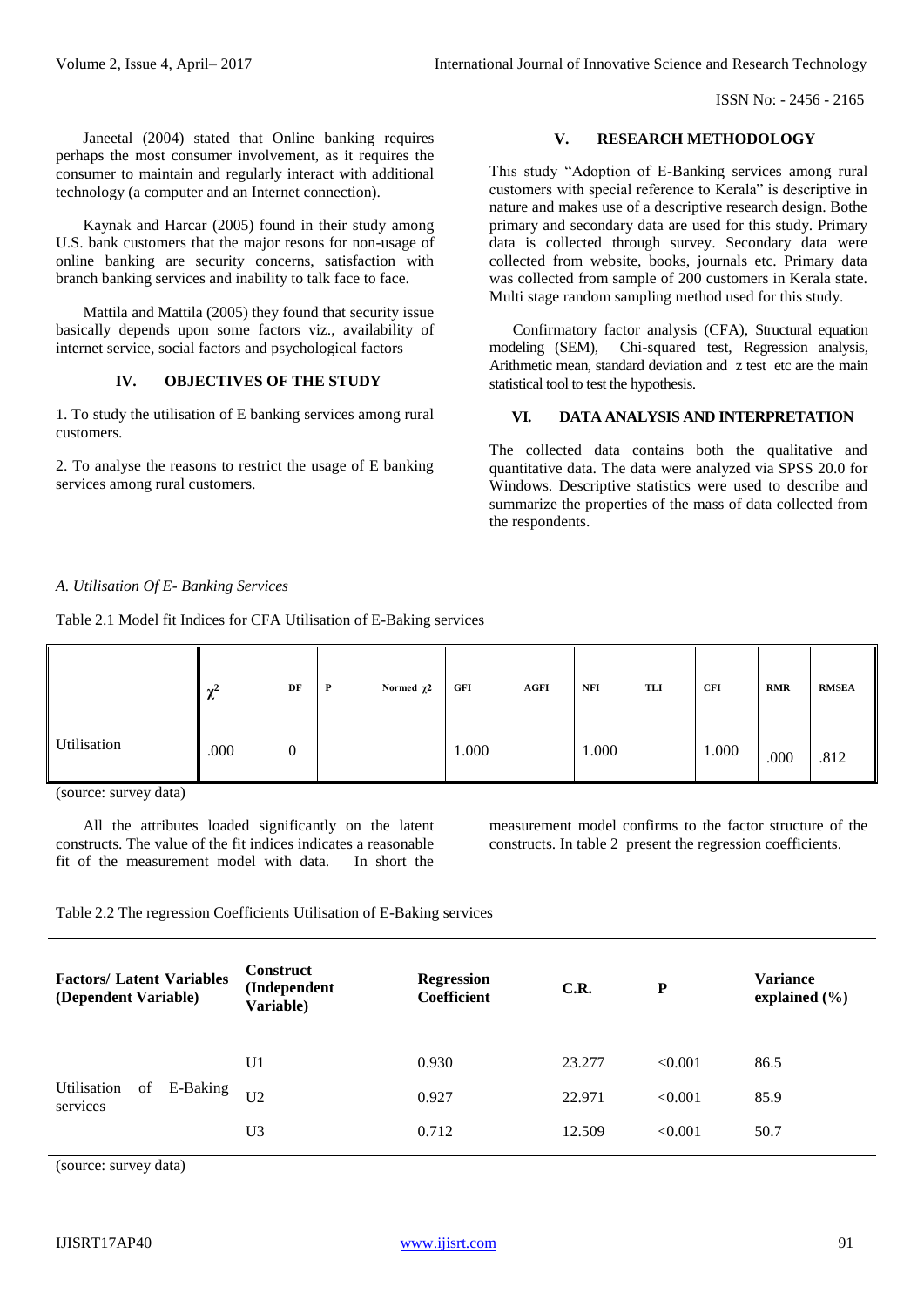Janeetal (2004) stated that Online banking requires perhaps the most consumer involvement, as it requires the consumer to maintain and regularly interact with additional technology (a computer and an Internet connection).

Kaynak and Harcar (2005) found in their study among U.S. bank customers that the major resons for non-usage of online banking are security concerns, satisfaction with branch banking services and inability to talk face to face.

Mattila and Mattila (2005) they found that security issue basically depends upon some factors viz., availability of internet service, social factors and psychological factors

## IV. OBJECTIVES OF THE STUDY

1. To study the utilisation of E banking services among rural customers.

2. To analyse the reasons to restrict the usage of E banking services among rural customers.

## V. RESEARCH METHODOLOGY

This study "Adoption of E-Banking services among rural customers with special reference to Kerala" is descriptive in nature and makes use of a descriptive research design. Bothe primary and secondary data are used for this study. Primary data is collected through survey. Secondary data were collected from website, books, journals etc. Primary data was collected from sample of 200 customers in Kerala state. Multi stage random sampling method used for this study.

Confirmatory factor analysis (CFA), Structural equation modeling (SEM), Chi-squared test, Regression analysis, Arithmetic mean, standard deviation and z test etc are the main statistical tool to test the hypothesis.

## VI. DATA ANALYSIS AND INTERPRETATION

The collected data contains both the qualitative and quantitative data. The data were analyzed via SPSS 20.0 for Windows. Descriptive statistics were used to describe and summarize the properties of the mass of data collected from the respondents.

### *A. Utilisation Of E- Banking Services*

Table 2.1 Model fit Indices for CFA Utilisation of E-Baking services

| | $\chi^2$ | DF | P | Normed $\chi2$ | GFI | AGFI | NFI | TLI | CFI | RMR | RMSEA |
|---|---|---|---|---|---|---|---|---|---|---|---|
| Utilisation | .000 | 0 | | | 1.000 | | 1.000 | | 1.000 | .000 | .812 |

(source: survey data)

All the attributes loaded significantly on the latent constructs. The value of the fit indices indicates a reasonable fit of the measurement model with data. In short the measurement model confirms to the factor structure of the constructs. In table 2 present the regression coefficients.

Table 2.2 The regression Coefficients Utilisation of E-Baking services

| Factors/ Latent Variables (Dependent Variable) | Construct (Independent Variable) | Regression Coefficient | C.R. | P | Variance explained (%) |
|---|---|---|---|---|---|
| Utilisation of E-Baking services | U1 | 0.930 | 23.277 | <0.001 | 86.5 |
| | U2 | 0.927 | 22.971 | <0.001 | 85.9 |
| | U3 | 0.712 | 12.509 | <0.001 | 50.7 |

(source: survey data)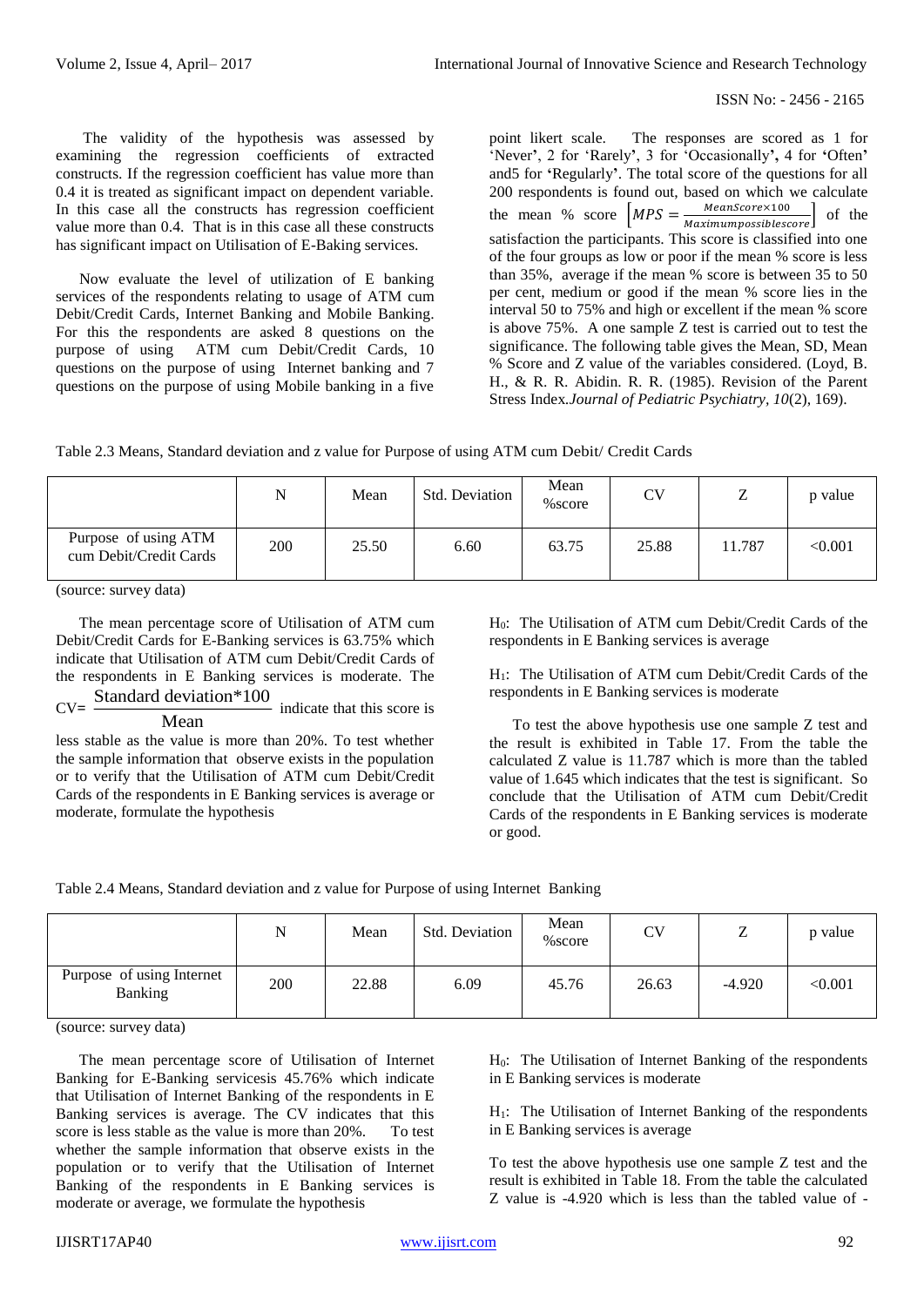The validity of the hypothesis was assessed by examining the regression coefficients of extracted constructs. If the regression coefficient has value more than 0.4 it is treated as significant impact on dependent variable. In this case all the constructs has regression coefficient value more than 0.4. That is in this case all these constructs has significant impact on Utilisation of E-Baking services.

Now evaluate the level of utilization of E banking services of the respondents relating to usage of ATM cum Debit/Credit Cards, Internet Banking and Mobile Banking. For this the respondents are asked 8 questions on the purpose of using ATM cum Debit/Credit Cards, 10 questions on the purpose of using Internet banking and 7 questions on the purpose of using Mobile banking in a five point likert scale. The responses are scored as 1 for 'Never', 2 for 'Rarely', 3 for 'Occasionally', 4 for 'Often' and5 for 'Regularly'. The total score of the questions for all 200 respondents is found out, based on which we calculate the mean % score $\left[MPS = \frac{Mean Score \times 100}{Maximum possible score}\right]$ of the satisfaction the participants. This score is classified into one of the four groups as low or poor if the mean % score is less than 35%, average if the mean % score is between 35 to 50 per cent, medium or good if the mean % score lies in the interval 50 to 75% and high or excellent if the mean % score is above 75%. A one sample Z test is carried out to test the significance. The following table gives the Mean, SD, Mean % Score and Z value of the variables considered. (Loyd, B. H., & R. R. Abidin. R. R. (1985). Revision of the Parent Stress Index.*Journal of Pediatric Psychiatry, 10*(2), 169).

Table 2.3 Means, Standard deviation and z value for Purpose of using ATM cum Debit/ Credit Cards

| | N | Mean | Std. Deviation | Mean %score | CV | Z | p value |
|---|---|---|---|---|---|---|---|
| Purpose of using ATM cum Debit/Credit Cards | 200 | 25.50 | 6.60 | 63.75 | 25.88 | 11.787 | <0.001 |

(source: survey data)

The mean percentage score of Utilisation of ATM cum Debit/Credit Cards for E-Banking services is 63.75% which indicate that Utilisation of ATM cum Debit/Credit Cards of the respondents in E Banking services is moderate. The $CV = \frac{\text{Standard deviation} * 100}{\text{Mean}}$ indicate that this score is less stable as the value is more than 20%. To test whether the sample information that observe exists in the population or to verify that the Utilisation of ATM cum Debit/Credit Cards of the respondents in E Banking services is average or moderate, formulate the hypothesis

$H_0$: The Utilisation of ATM cum Debit/Credit Cards of the respondents in E Banking services is average

$H_1$: The Utilisation of ATM cum Debit/Credit Cards of the respondents in E Banking services is moderate

To test the above hypothesis use one sample Z test and the result is exhibited in Table 17. From the table the calculated Z value is 11.787 which is more than the tabled value of 1.645 which indicates that the test is significant. So conclude that the Utilisation of ATM cum Debit/Credit Cards of the respondents in E Banking services is moderate or good.

Table 2.4 Means, Standard deviation and z value for Purpose of using Internet Banking

| | N | Mean | Std. Deviation | Mean %score | CV | Z | p value |
|---|---|---|---|---|---|---|---|
| Purpose of using Internet Banking | 200 | 22.88 | 6.09 | 45.76 | 26.63 | -4.920 | <0.001 |

(source: survey data)

The mean percentage score of Utilisation of Internet Banking for E-Banking servicesis 45.76% which indicate that Utilisation of Internet Banking of the respondents in E Banking services is average. The CV indicates that this score is less stable as the value is more than 20%. To test whether the sample information that observe exists in the population or to verify that the Utilisation of Internet Banking of the respondents in E Banking services is moderate or average, we formulate the hypothesis

$H_0$: The Utilisation of Internet Banking of the respondents in E Banking services is moderate

$H_1$: The Utilisation of Internet Banking of the respondents in E Banking services is average

To test the above hypothesis use one sample Z test and the result is exhibited in Table 18. From the table the calculated Z value is -4.920 which is less than the tabled value of -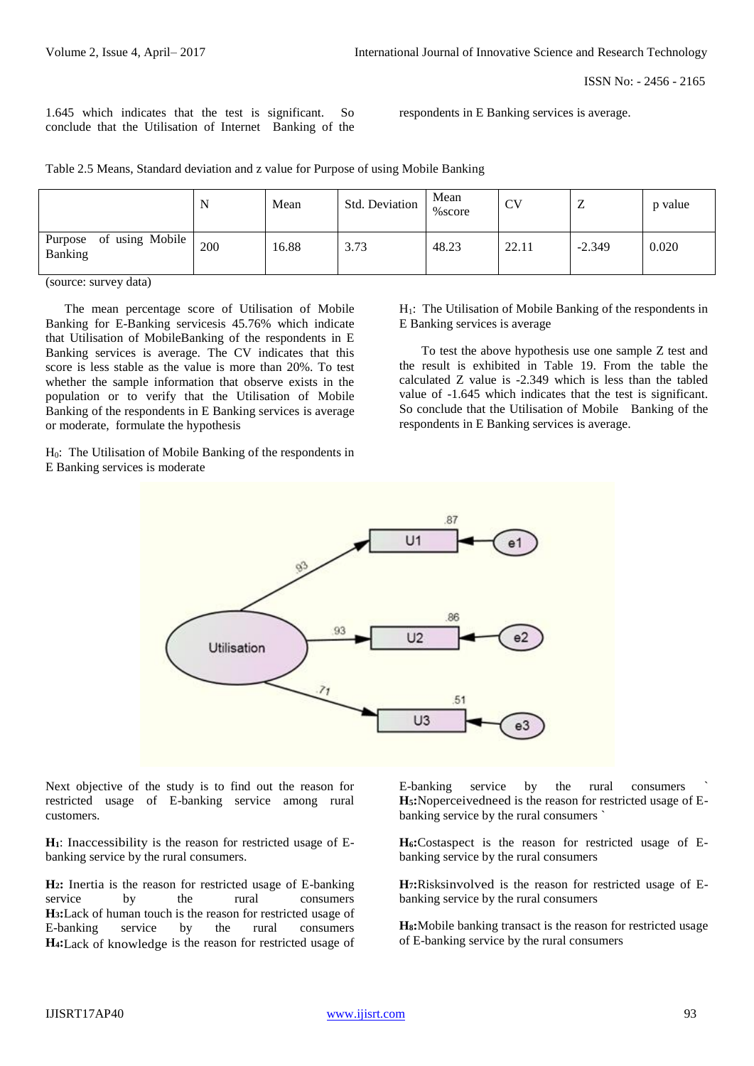1.645 which indicates that the test is significant. So conclude that the Utilisation of Internet Banking of the respondents in E Banking services is average.

Table 2.5 Means, Standard deviation and z value for Purpose of using Mobile Banking

| | N | Mean | Std. Deviation | Mean %score | CV | Z | p value |
|---|---|---|---|---|---|---|---|
| Purpose of using Mobile Banking | 200 | 16.88 | 3.73 | 48.23 | 22.11 | -2.349 | 0.020 |

(source: survey data)

The mean percentage score of Utilisation of Mobile Banking for E-Banking servicesis 45.76% which indicate that Utilisation of MobileBanking of the respondents in E Banking services is average. The CV indicates that this score is less stable as the value is more than 20%. To test whether the sample information that observe exists in the population or to verify that the Utilisation of Mobile Banking of the respondents in E Banking services is average or moderate, formulate the hypothesis

$H_0$: The Utilisation of Mobile Banking of the respondents in E Banking services is moderate

$H_1$: The Utilisation of Mobile Banking of the respondents in E Banking services is average

To test the above hypothesis use one sample Z test and the result is exhibited in Table 19. From the table the calculated Z value is -2.349 which is less than the tabled value of -1.645 which indicates that the test is significant. So conclude that the Utilisation of Mobile Banking of the respondents in E Banking services is average.

Next objective of the study is to find out the reason for restricted usage of E-banking service among rural customers.

**H1**: Inaccessibility is the reason for restricted usage of E-banking service by the rural consumers.

**H2:** Inertia is the reason for restricted usage of E-banking service by the rural consumers
**H3:**Lack of human touch is the reason for restricted usage of E-banking service by the rural consumers
**H4:**Lack of knowledge is the reason for restricted usage of E-banking service by the rural consumers `
**H5:**Noperceivedneed is the reason for restricted usage of E-banking service by the rural consumers `

**H6:**Costaspect is the reason for restricted usage of E-banking service by the rural consumers

**H7:**Risksinvolved is the reason for restricted usage of E-banking service by the rural consumers

**H8:**Mobile banking transact is the reason for restricted usage of E-banking service by the rural consumers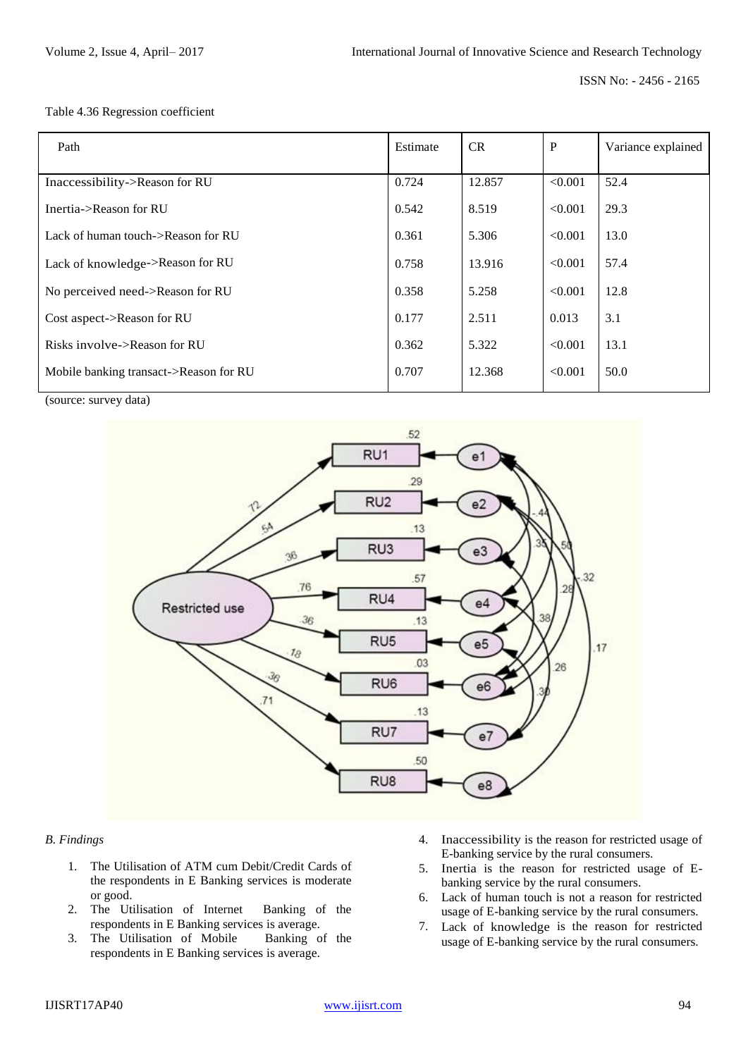Table 4.36 Regression coefficient

| Path | Estimate | CR | P | Variance explained |
|---|---|---|---|---|
| Inaccessibility->Reason for RU | 0.724 | 12.857 | <0.001 | 52.4 |
| Inertia->Reason for RU | 0.542 | 8.519 | <0.001 | 29.3 |
| Lack of human touch->Reason for RU | 0.361 | 5.306 | <0.001 | 13.0 |
| Lack of knowledge->Reason for RU | 0.758 | 13.916 | <0.001 | 57.4 |
| No perceived need->Reason for RU | 0.358 | 5.258 | <0.001 | 12.8 |
| Cost aspect->Reason for RU | 0.177 | 2.511 | 0.013 | 3.1 |
| Risks involve->Reason for RU | 0.362 | 5.322 | <0.001 | 13.1 |
| Mobile banking transact->Reason for RU | 0.707 | 12.368 | <0.001 | 50.0 |

(source: survey data)

### B. Findings

1. The Utilisation of ATM cum Debit/Credit Cards of the respondents in E Banking services is moderate or good.
2. The Utilisation of Internet Banking of the respondents in E Banking services is average.
3. The Utilisation of Mobile Banking of the respondents in E Banking services is average.
4. Inaccessibility is the reason for restricted usage of E-banking service by the rural consumers.
5. Inertia is the reason for restricted usage of E-banking service by the rural consumers.
6. Lack of human touch is not a reason for restricted usage of E-banking service by the rural consumers.
7. Lack of knowledge is the reason for restricted usage of E-banking service by the rural consumers.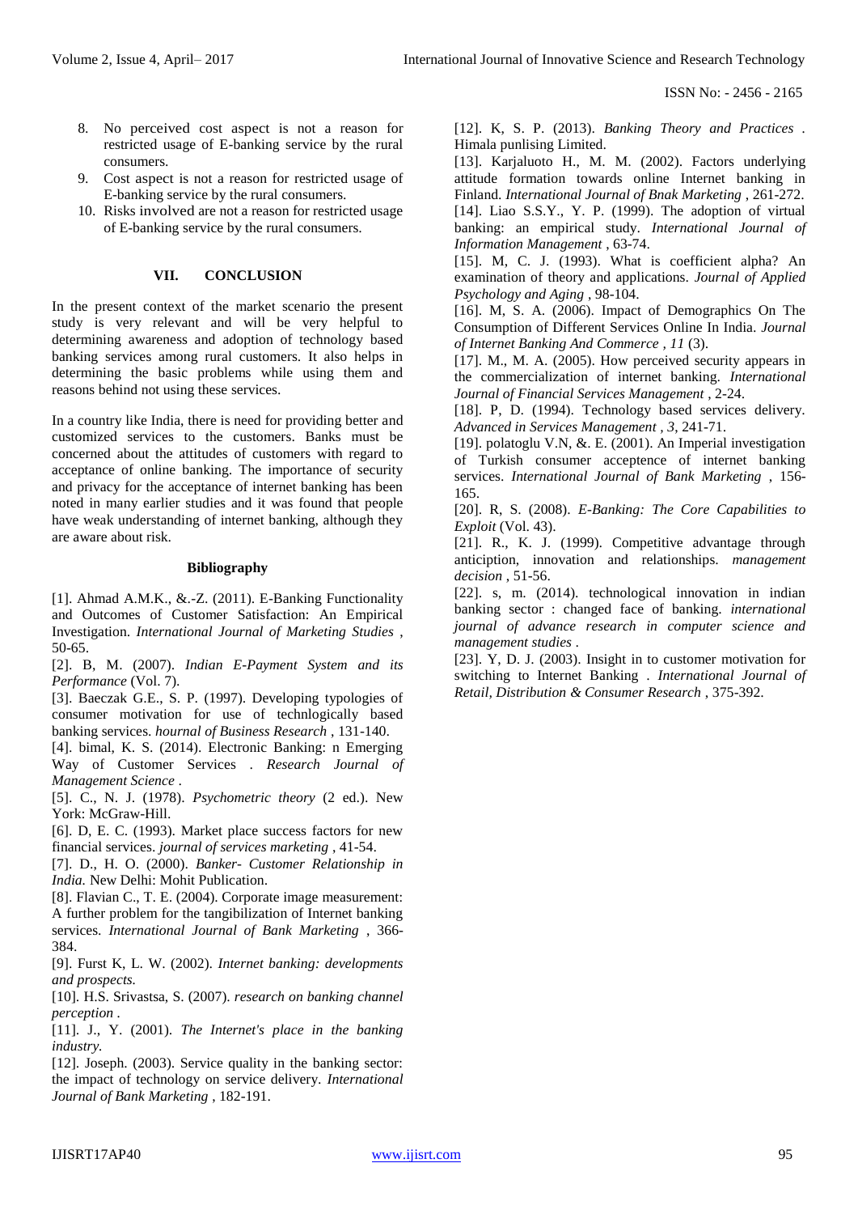8. No perceived cost aspect is not a reason for restricted usage of E-banking service by the rural consumers.
9. Cost aspect is not a reason for restricted usage of E-banking service by the rural consumers.
10. Risks involved are not a reason for restricted usage of E-banking service by the rural consumers.

## VII. CONCLUSION

In the present context of the market scenario the present study is very relevant and will be very helpful to determining awareness and adoption of technology based banking services among rural customers. It also helps in determining the basic problems while using them and reasons behind not using these services.

In a country like India, there is need for providing better and customized services to the customers. Banks must be concerned about the attitudes of customers with regard to acceptance of online banking. The importance of security and privacy for the acceptance of internet banking has been noted in many earlier studies and it was found that people have weak understanding of internet banking, although they are aware about risk.

### Bibliography

[1]. Ahmad A.M.K., &.-Z. (2011). E-Banking Functionality and Outcomes of Customer Satisfaction: An Empirical Investigation. *International Journal of Marketing Studies* , 50-65.

[2]. B, M. (2007). *Indian E-Payment System and its Performance* (Vol. 7).

[3]. Baeczak G.E., S. P. (1997). Developing typologies of consumer motivation for use of technlogically based banking services. *hournal of Business Research* , 131-140.

[4]. bimal, K. S. (2014). Electronic Banking: n Emerging Way of Customer Services . *Research Journal of Management Science* .

[5]. C., N. J. (1978). *Psychometric theory* (2 ed.). New York: McGraw-Hill.

[6]. D, E. C. (1993). Market place success factors for new financial services. *journal of services marketing* , 41-54.

[7]. D., H. O. (2000). *Banker- Customer Relationship in India.* New Delhi: Mohit Publication.

[8]. Flavian C., T. E. (2004). Corporate image measurement: A further problem for the tangibilization of Internet banking services. *International Journal of Bank Marketing* , 366-384.

[9]. Furst K, L. W. (2002). *Internet banking: developments and prospects.*

[10]. H.S. Srivastsa, S. (2007). *research on banking channel perception* .

[11]. J., Y. (2001). *The Internet's place in the banking industry.*

[12]. Joseph. (2003). Service quality in the banking sector: the impact of technology on service delivery. *International Journal of Bank Marketing* , 182-191.

[12]. K, S. P. (2013). *Banking Theory and Practices* . Himala punlising Limited.

[13]. Karjaluoto H., M. M. (2002). Factors underlying attitude formation towards online Internet banking in Finland. *International Journal of Bnak Marketing* , 261-272.

[14]. Liao S.S.Y., Y. P. (1999). The adoption of virtual banking: an empirical study. *International Journal of Information Management* , 63-74.

[15]. M, C. J. (1993). What is coefficient alpha? An examination of theory and applications. *Journal of Applied Psychology and Aging* , 98-104.

[16]. M, S. A. (2006). Impact of Demographics On The Consumption of Different Services Online In India. *Journal of Internet Banking And Commerce , 11* (3).

[17]. M., M. A. (2005). How perceived security appears in the commercialization of internet banking. *International Journal of Financial Services Management* , 2-24.

[18]. P, D. (1994). Technology based services delivery. *Advanced in Services Management , 3*, 241-71.

[19]. polatoglu V.N, &. E. (2001). An Imperial investigation of Turkish consumer acceptence of internet banking services. *International Journal of Bank Marketing* , 156-165.

[20]. R, S. (2008). *E-Banking: The Core Capabilities to Exploit* (Vol. 43).

[21]. R., K. J. (1999). Competitive advantage through anticiption, innovation and relationships. *management decision* , 51-56.

[22]. s, m. (2014). technological innovation in indian banking sector : changed face of banking. *international journal of advance research in computer science and management studies* .

[23]. Y, D. J. (2003). Insight in to customer motivation for switching to Internet Banking . *International Journal of Retail, Distribution & Consumer Research* , 375-392.